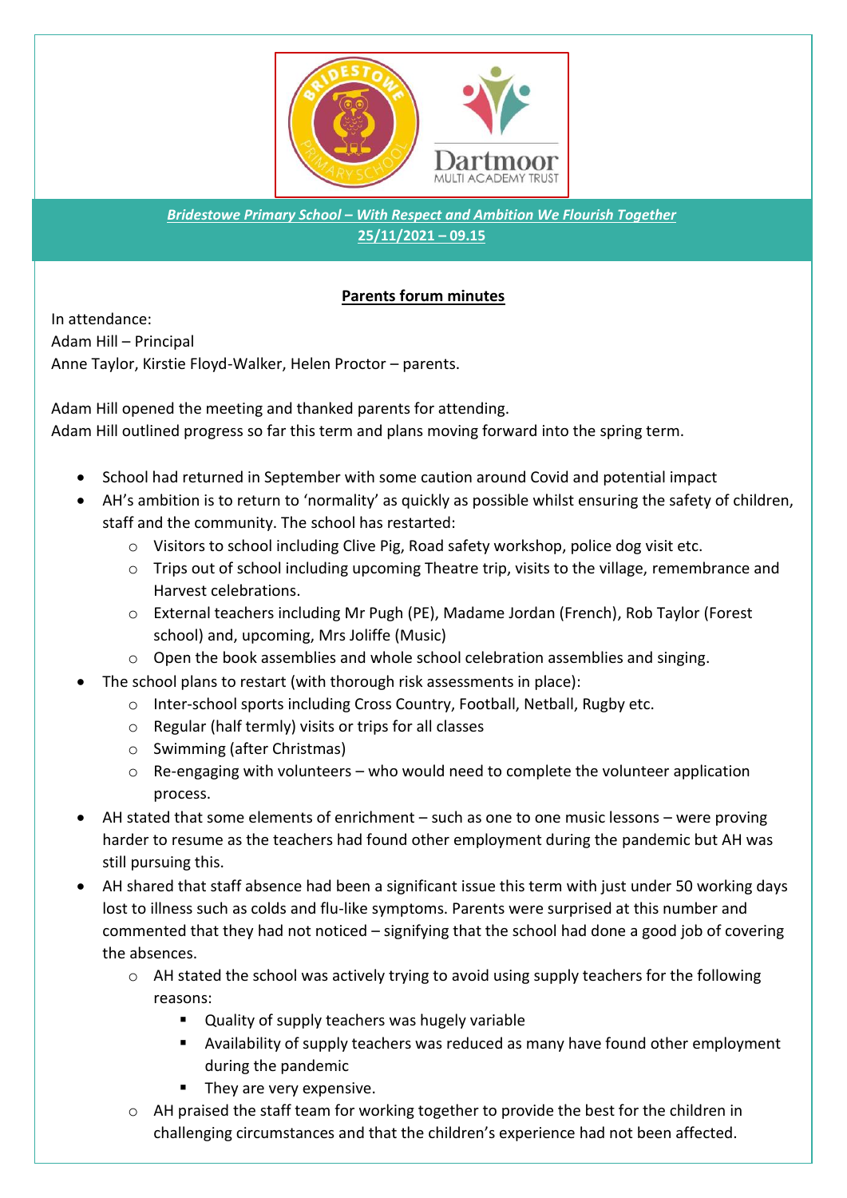***Bridestowe Primary School – With Respect and Ambition We Flourish Together***

**25/11/2021 – 09.15**

## Parents forum minutes

In attendance:
Adam Hill – Principal
Anne Taylor, Kirstie Floyd-Walker, Helen Proctor – parents.

Adam Hill opened the meeting and thanked parents for attending.
Adam Hill outlined progress so far this term and plans moving forward into the spring term.

- School had returned in September with some caution around Covid and potential impact
- AH's ambition is to return to 'normality' as quickly as possible whilst ensuring the safety of children, staff and the community. The school has restarted:
  - Visitors to school including Clive Pig, Road safety workshop, police dog visit etc.
  - Trips out of school including upcoming Theatre trip, visits to the village, remembrance and Harvest celebrations.
  - External teachers including Mr Pugh (PE), Madame Jordan (French), Rob Taylor (Forest school) and, upcoming, Mrs Joliffe (Music)
  - Open the book assemblies and whole school celebration assemblies and singing.
- The school plans to restart (with thorough risk assessments in place):
  - Inter-school sports including Cross Country, Football, Netball, Rugby etc.
  - Regular (half termly) visits or trips for all classes
  - Swimming (after Christmas)
  - Re-engaging with volunteers – who would need to complete the volunteer application process.
- AH stated that some elements of enrichment – such as one to one music lessons – were proving harder to resume as the teachers had found other employment during the pandemic but AH was still pursuing this.
- AH shared that staff absence had been a significant issue this term with just under 50 working days lost to illness such as colds and flu-like symptoms. Parents were surprised at this number and commented that they had not noticed – signifying that the school had done a good job of covering the absences.
  - AH stated the school was actively trying to avoid using supply teachers for the following reasons:
    - Quality of supply teachers was hugely variable
    - Availability of supply teachers was reduced as many have found other employment during the pandemic
    - They are very expensive.
  - AH praised the staff team for working together to provide the best for the children in challenging circumstances and that the children's experience had not been affected.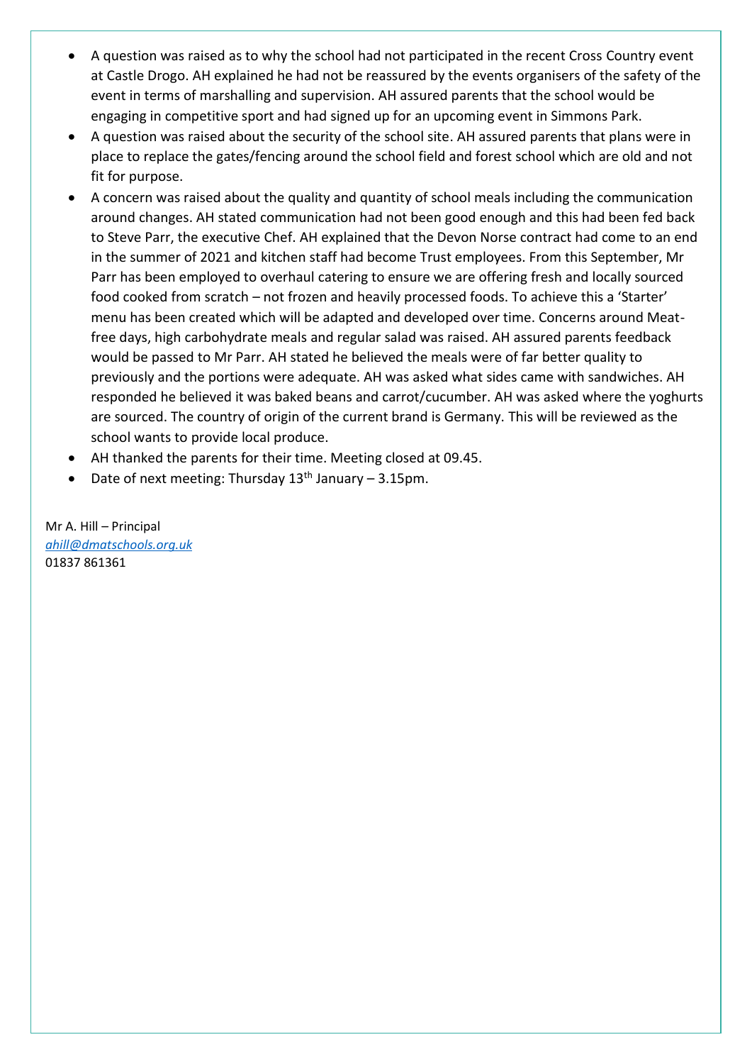- A question was raised as to why the school had not participated in the recent Cross Country event at Castle Drogo. AH explained he had not be reassured by the events organisers of the safety of the event in terms of marshalling and supervision. AH assured parents that the school would be engaging in competitive sport and had signed up for an upcoming event in Simmons Park.
- A question was raised about the security of the school site. AH assured parents that plans were in place to replace the gates/fencing around the school field and forest school which are old and not fit for purpose.
- A concern was raised about the quality and quantity of school meals including the communication around changes. AH stated communication had not been good enough and this had been fed back to Steve Parr, the executive Chef. AH explained that the Devon Norse contract had come to an end in the summer of 2021 and kitchen staff had become Trust employees. From this September, Mr Parr has been employed to overhaul catering to ensure we are offering fresh and locally sourced food cooked from scratch – not frozen and heavily processed foods. To achieve this a 'Starter' menu has been created which will be adapted and developed over time. Concerns around Meat-free days, high carbohydrate meals and regular salad was raised. AH assured parents feedback would be passed to Mr Parr. AH stated he believed the meals were of far better quality to previously and the portions were adequate. AH was asked what sides came with sandwiches. AH responded he believed it was baked beans and carrot/cucumber. AH was asked where the yoghurts are sourced. The country of origin of the current brand is Germany. This will be reviewed as the school wants to provide local produce.
- AH thanked the parents for their time. Meeting closed at 09.45.
- Date of next meeting: Thursday 13th January – 3.15pm.

Mr A. Hill – Principal
[ahill@dmatschools.org.uk](mailto:ahill@dmatschools.org.uk)
01837 861361